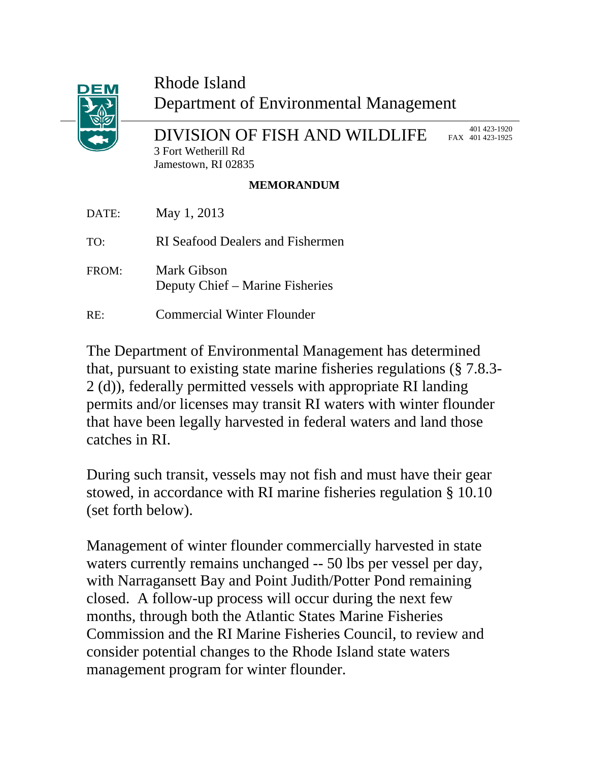Rhode Island
Department of Environmental Management

DIVISION OF FISH AND WILDLIFE
3 Fort Wetherill Rd
Jamestown, RI 02835

401 423-1920
FAX 401 423-1925

**MEMORANDUM**

DATE: May 1, 2013

TO: RI Seafood Dealers and Fishermen

FROM: Mark Gibson
Deputy Chief – Marine Fisheries

RE: Commercial Winter Flounder

The Department of Environmental Management has determined that, pursuant to existing state marine fisheries regulations (§ 7.8.3-2 (d)), federally permitted vessels with appropriate RI landing permits and/or licenses may transit RI waters with winter flounder that have been legally harvested in federal waters and land those catches in RI.

During such transit, vessels may not fish and must have their gear stowed, in accordance with RI marine fisheries regulation § 10.10 (set forth below).

Management of winter flounder commercially harvested in state waters currently remains unchanged -- 50 lbs per vessel per day, with Narragansett Bay and Point Judith/Potter Pond remaining closed. A follow-up process will occur during the next few months, through both the Atlantic States Marine Fisheries Commission and the RI Marine Fisheries Council, to review and consider potential changes to the Rhode Island state waters management program for winter flounder.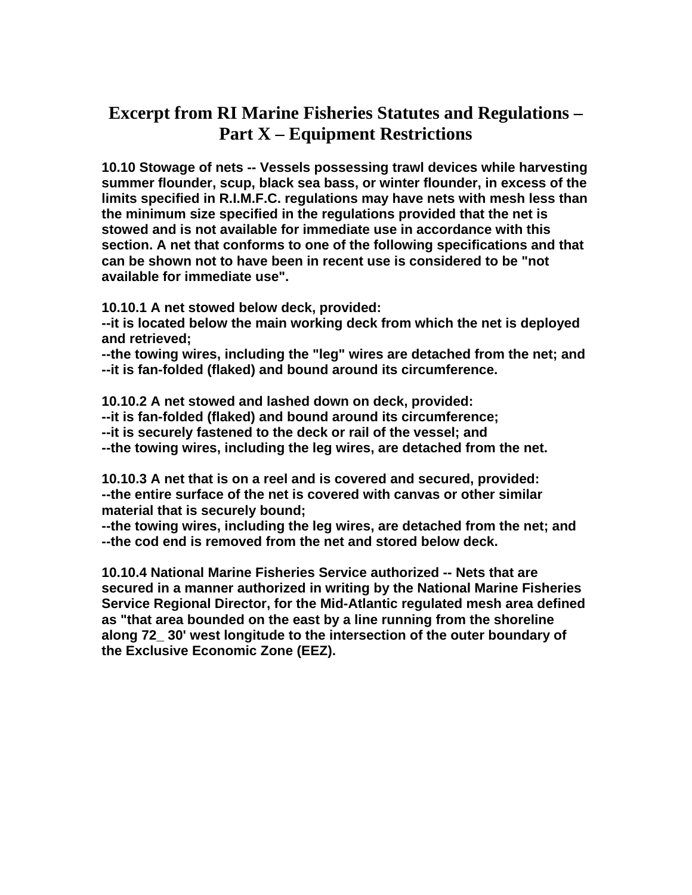# Excerpt from RI Marine Fisheries Statutes and Regulations – Part X – Equipment Restrictions

**10.10 Stowage of nets -- Vessels possessing trawl devices while harvesting summer flounder, scup, black sea bass, or winter flounder, in excess of the limits specified in R.I.M.F.C. regulations may have nets with mesh less than the minimum size specified in the regulations provided that the net is stowed and is not available for immediate use in accordance with this section. A net that conforms to one of the following specifications and that can be shown not to have been in recent use is considered to be "not available for immediate use".**

**10.10.1 A net stowed below deck, provided:**
**--it is located below the main working deck from which the net is deployed and retrieved;**
**--the towing wires, including the "leg" wires are detached from the net; and**
**--it is fan-folded (flaked) and bound around its circumference.**

**10.10.2 A net stowed and lashed down on deck, provided:**
**--it is fan-folded (flaked) and bound around its circumference;**
**--it is securely fastened to the deck or rail of the vessel; and**
**--the towing wires, including the leg wires, are detached from the net.**

**10.10.3 A net that is on a reel and is covered and secured, provided:**
**--the entire surface of the net is covered with canvas or other similar material that is securely bound;**
**--the towing wires, including the leg wires, are detached from the net; and**
**--the cod end is removed from the net and stored below deck.**

**10.10.4 National Marine Fisheries Service authorized -- Nets that are secured in a manner authorized in writing by the National Marine Fisheries Service Regional Director, for the Mid-Atlantic regulated mesh area defined as "that area bounded on the east by a line running from the shoreline along 72_ 30' west longitude to the intersection of the outer boundary of the Exclusive Economic Zone (EEZ).**